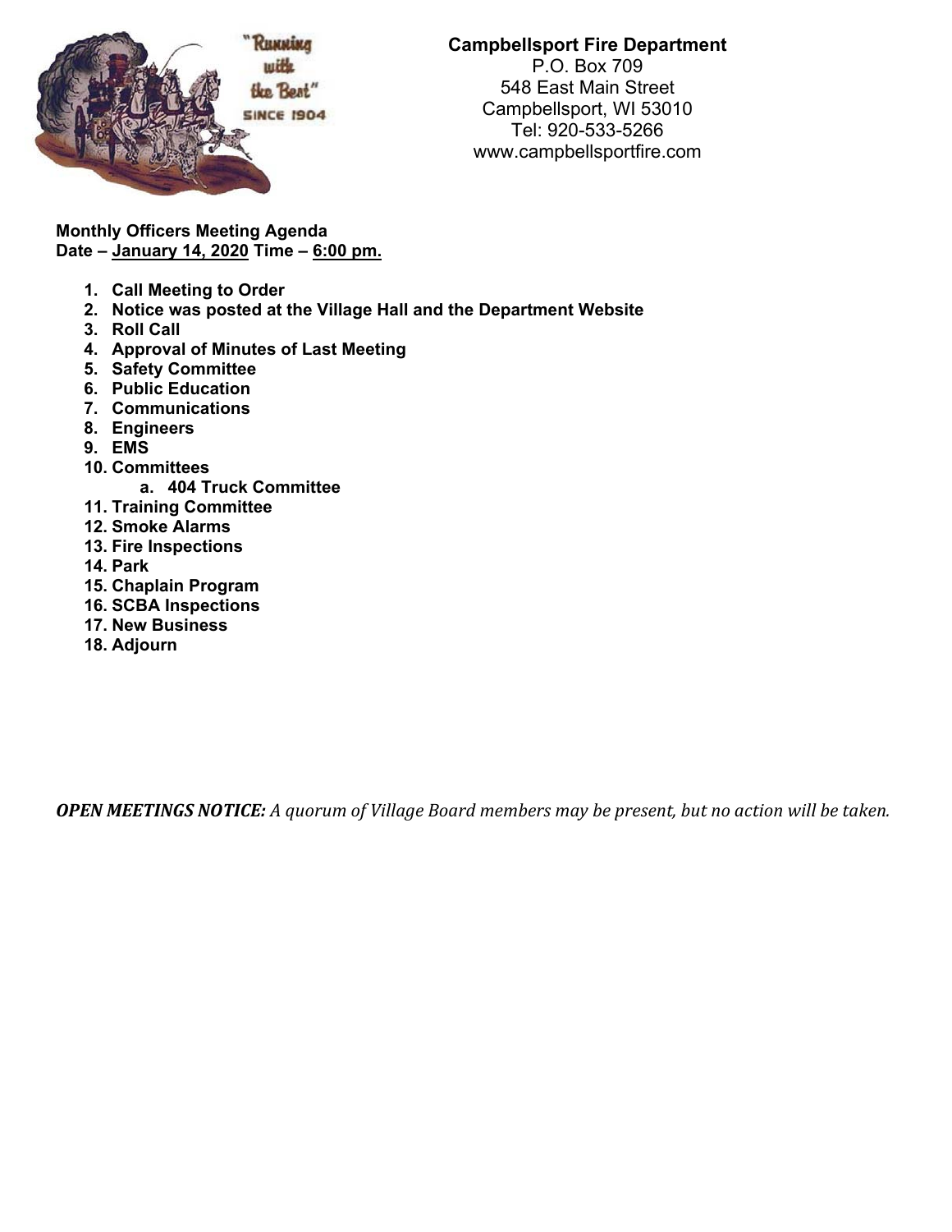**Campbellsport Fire Department**
P.O. Box 709
548 East Main Street
Campbellsport, WI 53010
Tel: 920-533-5266
www.campbellsportfire.com

**Monthly Officers Meeting Agenda**
**Date – January 14, 2020 Time – 6:00 pm.**

1. **Call Meeting to Order**
2. **Notice was posted at the Village Hall and the Department Website**
3. **Roll Call**
4. **Approval of Minutes of Last Meeting**
5. **Safety Committee**
6. **Public Education**
7. **Communications**
8. **Engineers**
9. **EMS**
10. **Committees**
    a. **404 Truck Committee**
11. **Training Committee**
12. **Smoke Alarms**
13. **Fire Inspections**
14. **Park**
15. **Chaplain Program**
16. **SCBA Inspections**
17. **New Business**
18. **Adjourn**

***OPEN MEETINGS NOTICE:*** *A quorum of Village Board members may be present, but no action will be taken.*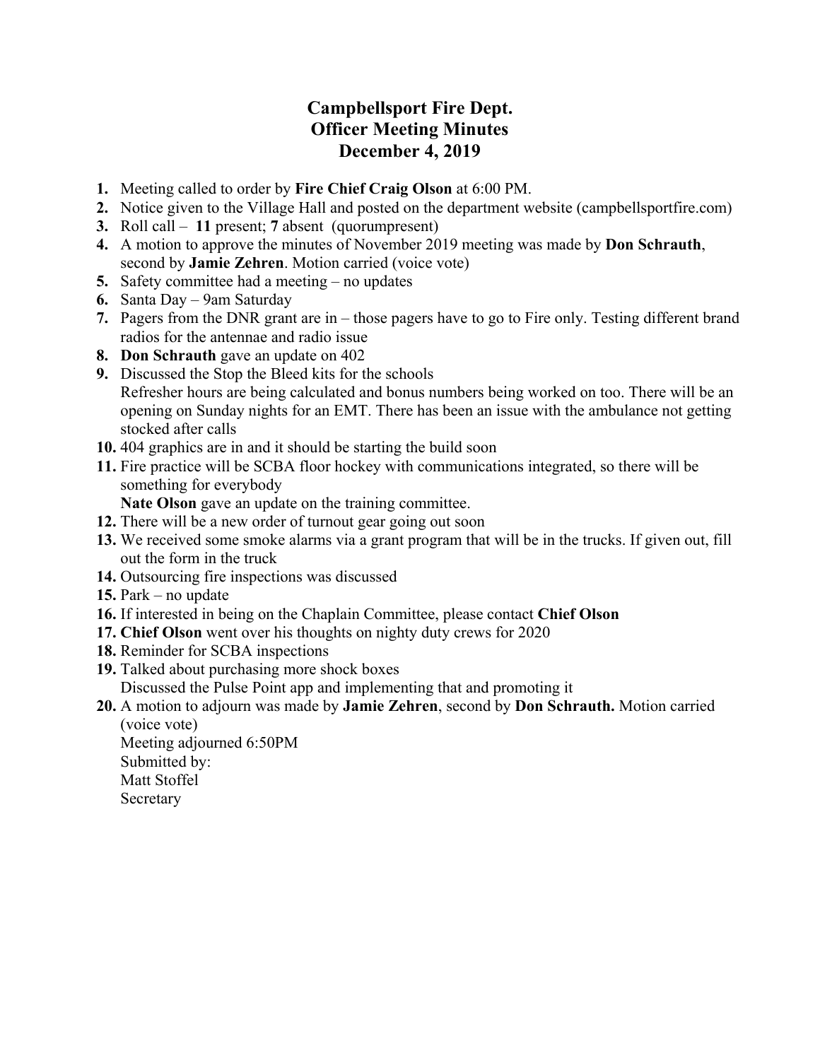# Campbellsport Fire Dept.
# Officer Meeting Minutes
# December 4, 2019

1. Meeting called to order by **Fire Chief Craig Olson** at 6:00 PM.
2. Notice given to the Village Hall and posted on the department website (campbellsportfire.com)
3. Roll call – **11** present; **7** absent (quorumpresent)
4. A motion to approve the minutes of November 2019 meeting was made by **Don Schrauth**, second by **Jamie Zehren**. Motion carried (voice vote)
5. Safety committee had a meeting – no updates
6. Santa Day – 9am Saturday
7. Pagers from the DNR grant are in – those pagers have to go to Fire only. Testing different brand radios for the antennae and radio issue
8. **Don Schrauth** gave an update on 402
9. Discussed the Stop the Bleed kits for the schools
   Refresher hours are being calculated and bonus numbers being worked on too. There will be an opening on Sunday nights for an EMT. There has been an issue with the ambulance not getting stocked after calls
10. 404 graphics are in and it should be starting the build soon
11. Fire practice will be SCBA floor hockey with communications integrated, so there will be something for everybody
    **Nate Olson** gave an update on the training committee.
12. There will be a new order of turnout gear going out soon
13. We received some smoke alarms via a grant program that will be in the trucks. If given out, fill out the form in the truck
14. Outsourcing fire inspections was discussed
15. Park – no update
16. If interested in being on the Chaplain Committee, please contact **Chief Olson**
17. **Chief Olson** went over his thoughts on nighty duty crews for 2020
18. Reminder for SCBA inspections
19. Talked about purchasing more shock boxes
    Discussed the Pulse Point app and implementing that and promoting it
20. A motion to adjourn was made by **Jamie Zehren**, second by **Don Schrauth.** Motion carried (voice vote)
    Meeting adjourned 6:50PM
    Submitted by:
    Matt Stoffel
    Secretary